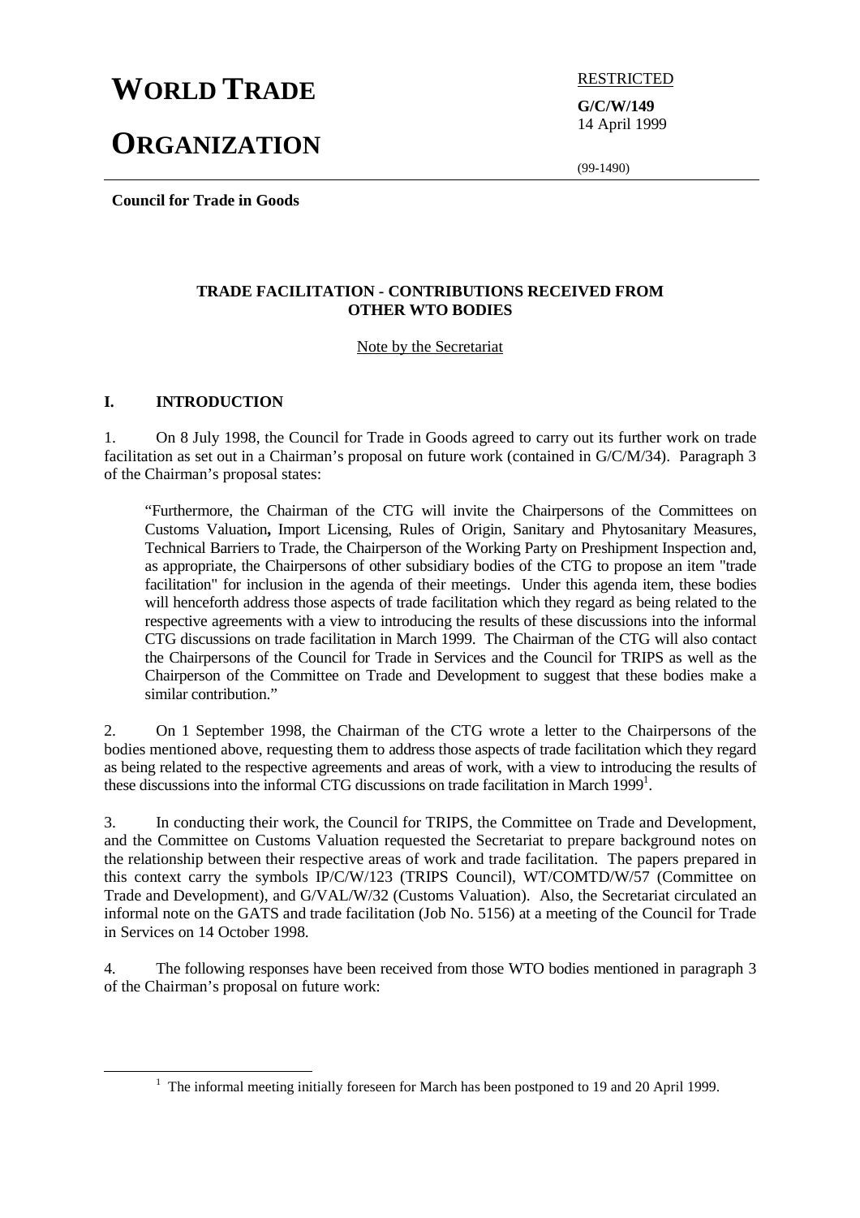# WORLD TRADE ORGANIZATION

RESTRICTED

**G/C/W/149**
14 April 1999

(99-1490)

**Council for Trade in Goods**

## TRADE FACILITATION - CONTRIBUTIONS RECEIVED FROM OTHER WTO BODIES

Note by the Secretariat

### I. INTRODUCTION

1. On 8 July 1998, the Council for Trade in Goods agreed to carry out its further work on trade facilitation as set out in a Chairman's proposal on future work (contained in G/C/M/34). Paragraph 3 of the Chairman's proposal states:

> "Furthermore, the Chairman of the CTG will invite the Chairpersons of the Committees on Customs Valuation**,** Import Licensing, Rules of Origin, Sanitary and Phytosanitary Measures, Technical Barriers to Trade, the Chairperson of the Working Party on Preshipment Inspection and, as appropriate, the Chairpersons of other subsidiary bodies of the CTG to propose an item "trade facilitation" for inclusion in the agenda of their meetings. Under this agenda item, these bodies will henceforth address those aspects of trade facilitation which they regard as being related to the respective agreements with a view to introducing the results of these discussions into the informal CTG discussions on trade facilitation in March 1999. The Chairman of the CTG will also contact the Chairpersons of the Council for Trade in Services and the Council for TRIPS as well as the Chairperson of the Committee on Trade and Development to suggest that these bodies make a similar contribution."

2. On 1 September 1998, the Chairman of the CTG wrote a letter to the Chairpersons of the bodies mentioned above, requesting them to address those aspects of trade facilitation which they regard as being related to the respective agreements and areas of work, with a view to introducing the results of these discussions into the informal CTG discussions on trade facilitation in March 1999[1].

3. In conducting their work, the Council for TRIPS, the Committee on Trade and Development, and the Committee on Customs Valuation requested the Secretariat to prepare background notes on the relationship between their respective areas of work and trade facilitation. The papers prepared in this context carry the symbols IP/C/W/123 (TRIPS Council), WT/COMTD/W/57 (Committee on Trade and Development), and G/VAL/W/32 (Customs Valuation). Also, the Secretariat circulated an informal note on the GATS and trade facilitation (Job No. 5156) at a meeting of the Council for Trade in Services on 14 October 1998.

4. The following responses have been received from those WTO bodies mentioned in paragraph 3 of the Chairman's proposal on future work:

---

[1] The informal meeting initially foreseen for March has been postponed to 19 and 20 April 1999.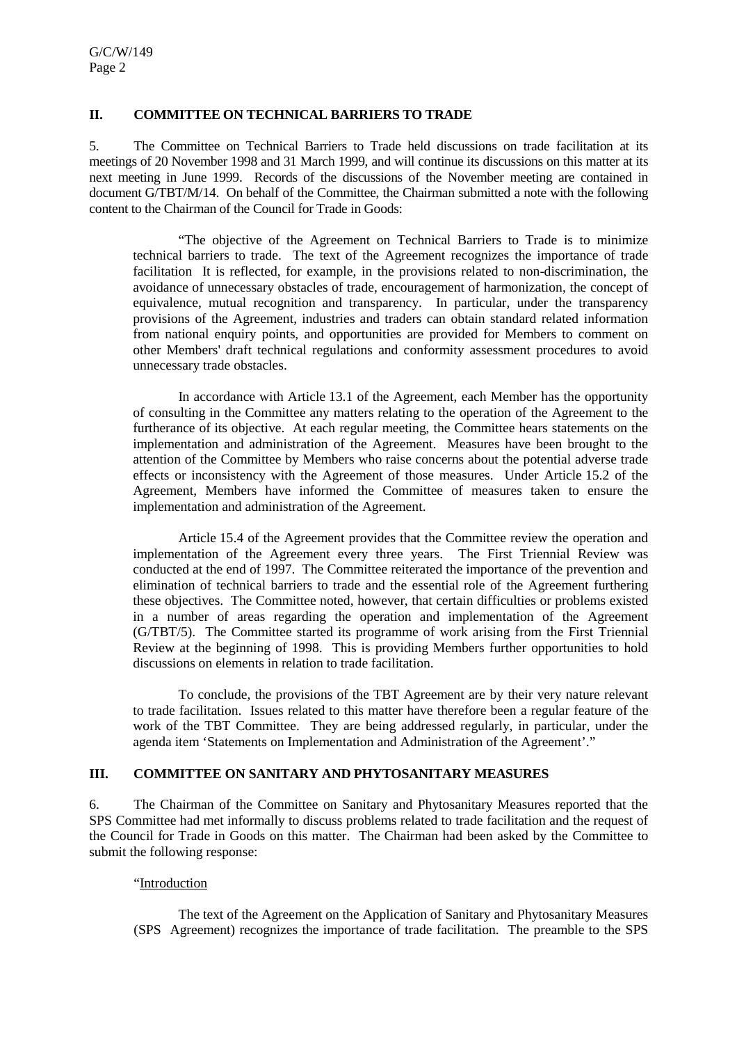## II. COMMITTEE ON TECHNICAL BARRIERS TO TRADE

5. The Committee on Technical Barriers to Trade held discussions on trade facilitation at its meetings of 20 November 1998 and 31 March 1999, and will continue its discussions on this matter at its next meeting in June 1999. Records of the discussions of the November meeting are contained in document G/TBT/M/14. On behalf of the Committee, the Chairman submitted a note with the following content to the Chairman of the Council for Trade in Goods:

> "The objective of the Agreement on Technical Barriers to Trade is to minimize technical barriers to trade. The text of the Agreement recognizes the importance of trade facilitation It is reflected, for example, in the provisions related to non-discrimination, the avoidance of unnecessary obstacles of trade, encouragement of harmonization, the concept of equivalence, mutual recognition and transparency. In particular, under the transparency provisions of the Agreement, industries and traders can obtain standard related information from national enquiry points, and opportunities are provided for Members to comment on other Members' draft technical regulations and conformity assessment procedures to avoid unnecessary trade obstacles.
>
> In accordance with Article 13.1 of the Agreement, each Member has the opportunity of consulting in the Committee any matters relating to the operation of the Agreement to the furtherance of its objective. At each regular meeting, the Committee hears statements on the implementation and administration of the Agreement. Measures have been brought to the attention of the Committee by Members who raise concerns about the potential adverse trade effects or inconsistency with the Agreement of those measures. Under Article 15.2 of the Agreement, Members have informed the Committee of measures taken to ensure the implementation and administration of the Agreement.
>
> Article 15.4 of the Agreement provides that the Committee review the operation and implementation of the Agreement every three years. The First Triennial Review was conducted at the end of 1997. The Committee reiterated the importance of the prevention and elimination of technical barriers to trade and the essential role of the Agreement furthering these objectives. The Committee noted, however, that certain difficulties or problems existed in a number of areas regarding the operation and implementation of the Agreement (G/TBT/5). The Committee started its programme of work arising from the First Triennial Review at the beginning of 1998. This is providing Members further opportunities to hold discussions on elements in relation to trade facilitation.
>
> To conclude, the provisions of the TBT Agreement are by their very nature relevant to trade facilitation. Issues related to this matter have therefore been a regular feature of the work of the TBT Committee. They are being addressed regularly, in particular, under the agenda item 'Statements on Implementation and Administration of the Agreement'."

## III. COMMITTEE ON SANITARY AND PHYTOSANITARY MEASURES

6. The Chairman of the Committee on Sanitary and Phytosanitary Measures reported that the SPS Committee had met informally to discuss problems related to trade facilitation and the request of the Council for Trade in Goods on this matter. The Chairman had been asked by the Committee to submit the following response:

> "Introduction
>
> The text of the Agreement on the Application of Sanitary and Phytosanitary Measures (SPS Agreement) recognizes the importance of trade facilitation. The preamble to the SPS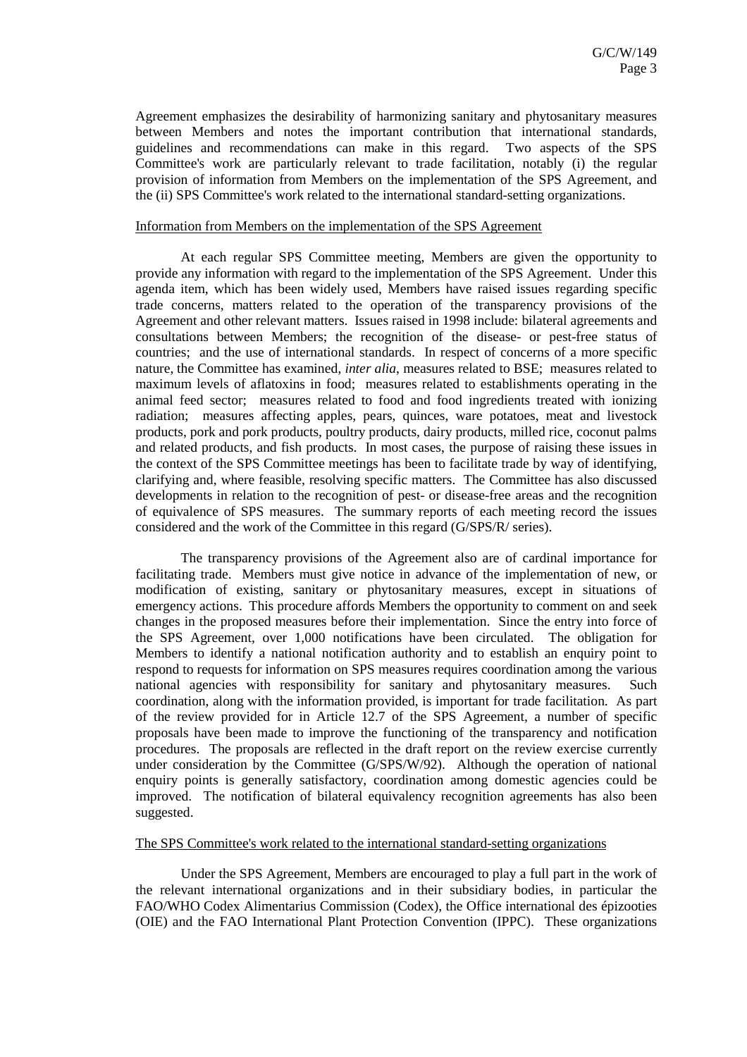Agreement emphasizes the desirability of harmonizing sanitary and phytosanitary measures between Members and notes the important contribution that international standards, guidelines and recommendations can make in this regard. Two aspects of the SPS Committee's work are particularly relevant to trade facilitation, notably (i) the regular provision of information from Members on the implementation of the SPS Agreement, and the (ii) SPS Committee's work related to the international standard-setting organizations.

Information from Members on the implementation of the SPS Agreement

At each regular SPS Committee meeting, Members are given the opportunity to provide any information with regard to the implementation of the SPS Agreement. Under this agenda item, which has been widely used, Members have raised issues regarding specific trade concerns, matters related to the operation of the transparency provisions of the Agreement and other relevant matters. Issues raised in 1998 include: bilateral agreements and consultations between Members; the recognition of the disease- or pest-free status of countries; and the use of international standards. In respect of concerns of a more specific nature, the Committee has examined, *inter alia*, measures related to BSE; measures related to maximum levels of aflatoxins in food; measures related to establishments operating in the animal feed sector; measures related to food and food ingredients treated with ionizing radiation; measures affecting apples, pears, quinces, ware potatoes, meat and livestock products, pork and pork products, poultry products, dairy products, milled rice, coconut palms and related products, and fish products. In most cases, the purpose of raising these issues in the context of the SPS Committee meetings has been to facilitate trade by way of identifying, clarifying and, where feasible, resolving specific matters. The Committee has also discussed developments in relation to the recognition of pest- or disease-free areas and the recognition of equivalence of SPS measures. The summary reports of each meeting record the issues considered and the work of the Committee in this regard (G/SPS/R/ series).

The transparency provisions of the Agreement also are of cardinal importance for facilitating trade. Members must give notice in advance of the implementation of new, or modification of existing, sanitary or phytosanitary measures, except in situations of emergency actions. This procedure affords Members the opportunity to comment on and seek changes in the proposed measures before their implementation. Since the entry into force of the SPS Agreement, over 1,000 notifications have been circulated. The obligation for Members to identify a national notification authority and to establish an enquiry point to respond to requests for information on SPS measures requires coordination among the various national agencies with responsibility for sanitary and phytosanitary measures. Such coordination, along with the information provided, is important for trade facilitation. As part of the review provided for in Article 12.7 of the SPS Agreement, a number of specific proposals have been made to improve the functioning of the transparency and notification procedures. The proposals are reflected in the draft report on the review exercise currently under consideration by the Committee (G/SPS/W/92). Although the operation of national enquiry points is generally satisfactory, coordination among domestic agencies could be improved. The notification of bilateral equivalency recognition agreements has also been suggested.

The SPS Committee's work related to the international standard-setting organizations

Under the SPS Agreement, Members are encouraged to play a full part in the work of the relevant international organizations and in their subsidiary bodies, in particular the FAO/WHO Codex Alimentarius Commission (Codex), the Office international des épizooties (OIE) and the FAO International Plant Protection Convention (IPPC). These organizations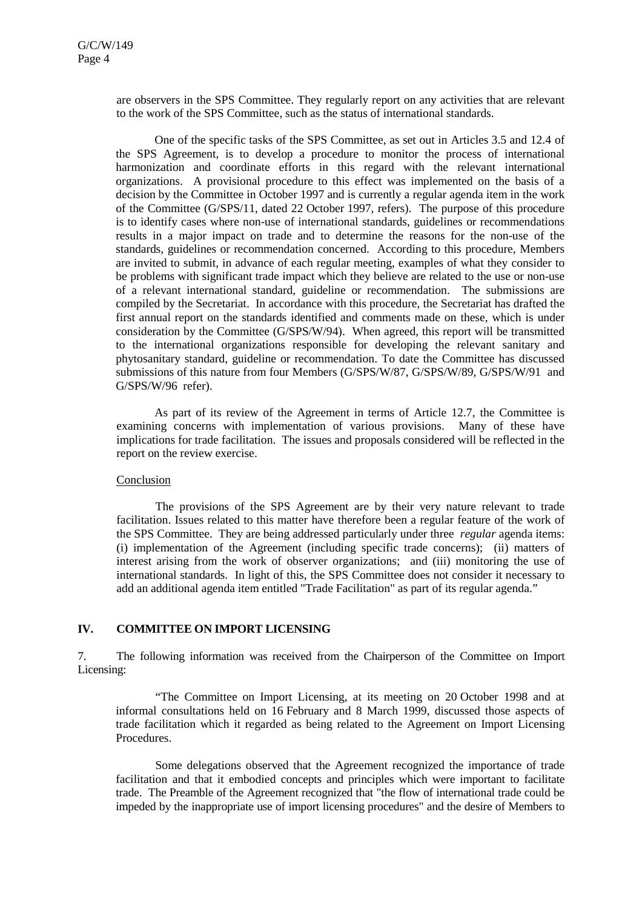are observers in the SPS Committee. They regularly report on any activities that are relevant to the work of the SPS Committee, such as the status of international standards.

One of the specific tasks of the SPS Committee, as set out in Articles 3.5 and 12.4 of the SPS Agreement, is to develop a procedure to monitor the process of international harmonization and coordinate efforts in this regard with the relevant international organizations. A provisional procedure to this effect was implemented on the basis of a decision by the Committee in October 1997 and is currently a regular agenda item in the work of the Committee (G/SPS/11, dated 22 October 1997, refers). The purpose of this procedure is to identify cases where non-use of international standards, guidelines or recommendations results in a major impact on trade and to determine the reasons for the non-use of the standards, guidelines or recommendation concerned. According to this procedure, Members are invited to submit, in advance of each regular meeting, examples of what they consider to be problems with significant trade impact which they believe are related to the use or non-use of a relevant international standard, guideline or recommendation. The submissions are compiled by the Secretariat. In accordance with this procedure, the Secretariat has drafted the first annual report on the standards identified and comments made on these, which is under consideration by the Committee (G/SPS/W/94). When agreed, this report will be transmitted to the international organizations responsible for developing the relevant sanitary and phytosanitary standard, guideline or recommendation. To date the Committee has discussed submissions of this nature from four Members (G/SPS/W/87, G/SPS/W/89, G/SPS/W/91 and G/SPS/W/96 refer).

As part of its review of the Agreement in terms of Article 12.7, the Committee is examining concerns with implementation of various provisions. Many of these have implications for trade facilitation. The issues and proposals considered will be reflected in the report on the review exercise.

Conclusion

The provisions of the SPS Agreement are by their very nature relevant to trade facilitation. Issues related to this matter have therefore been a regular feature of the work of the SPS Committee. They are being addressed particularly under three *regular* agenda items: (i) implementation of the Agreement (including specific trade concerns); (ii) matters of interest arising from the work of observer organizations; and (iii) monitoring the use of international standards. In light of this, the SPS Committee does not consider it necessary to add an additional agenda item entitled "Trade Facilitation" as part of its regular agenda."

## IV. COMMITTEE ON IMPORT LICENSING

7. The following information was received from the Chairperson of the Committee on Import Licensing:

"The Committee on Import Licensing, at its meeting on 20 October 1998 and at informal consultations held on 16 February and 8 March 1999, discussed those aspects of trade facilitation which it regarded as being related to the Agreement on Import Licensing Procedures.

Some delegations observed that the Agreement recognized the importance of trade facilitation and that it embodied concepts and principles which were important to facilitate trade. The Preamble of the Agreement recognized that "the flow of international trade could be impeded by the inappropriate use of import licensing procedures" and the desire of Members to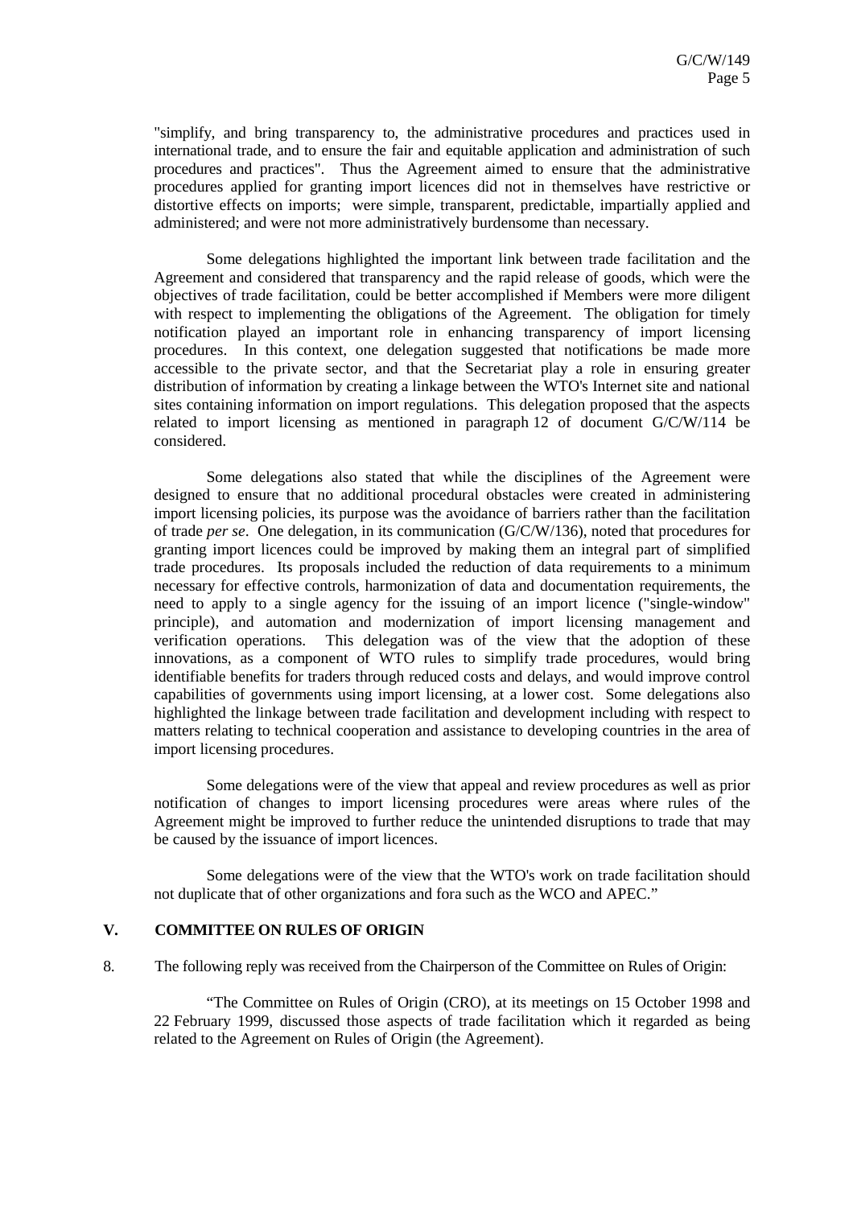"simplify, and bring transparency to, the administrative procedures and practices used in international trade, and to ensure the fair and equitable application and administration of such procedures and practices". Thus the Agreement aimed to ensure that the administrative procedures applied for granting import licences did not in themselves have restrictive or distortive effects on imports; were simple, transparent, predictable, impartially applied and administered; and were not more administratively burdensome than necessary.

Some delegations highlighted the important link between trade facilitation and the Agreement and considered that transparency and the rapid release of goods, which were the objectives of trade facilitation, could be better accomplished if Members were more diligent with respect to implementing the obligations of the Agreement. The obligation for timely notification played an important role in enhancing transparency of import licensing procedures. In this context, one delegation suggested that notifications be made more accessible to the private sector, and that the Secretariat play a role in ensuring greater distribution of information by creating a linkage between the WTO's Internet site and national sites containing information on import regulations. This delegation proposed that the aspects related to import licensing as mentioned in paragraph 12 of document G/C/W/114 be considered.

Some delegations also stated that while the disciplines of the Agreement were designed to ensure that no additional procedural obstacles were created in administering import licensing policies, its purpose was the avoidance of barriers rather than the facilitation of trade *per se*. One delegation, in its communication (G/C/W/136), noted that procedures for granting import licences could be improved by making them an integral part of simplified trade procedures. Its proposals included the reduction of data requirements to a minimum necessary for effective controls, harmonization of data and documentation requirements, the need to apply to a single agency for the issuing of an import licence ("single-window" principle), and automation and modernization of import licensing management and verification operations. This delegation was of the view that the adoption of these innovations, as a component of WTO rules to simplify trade procedures, would bring identifiable benefits for traders through reduced costs and delays, and would improve control capabilities of governments using import licensing, at a lower cost. Some delegations also highlighted the linkage between trade facilitation and development including with respect to matters relating to technical cooperation and assistance to developing countries in the area of import licensing procedures.

Some delegations were of the view that appeal and review procedures as well as prior notification of changes to import licensing procedures were areas where rules of the Agreement might be improved to further reduce the unintended disruptions to trade that may be caused by the issuance of import licences.

Some delegations were of the view that the WTO's work on trade facilitation should not duplicate that of other organizations and fora such as the WCO and APEC."

## V. COMMITTEE ON RULES OF ORIGIN

8. The following reply was received from the Chairperson of the Committee on Rules of Origin:

"The Committee on Rules of Origin (CRO), at its meetings on 15 October 1998 and 22 February 1999, discussed those aspects of trade facilitation which it regarded as being related to the Agreement on Rules of Origin (the Agreement).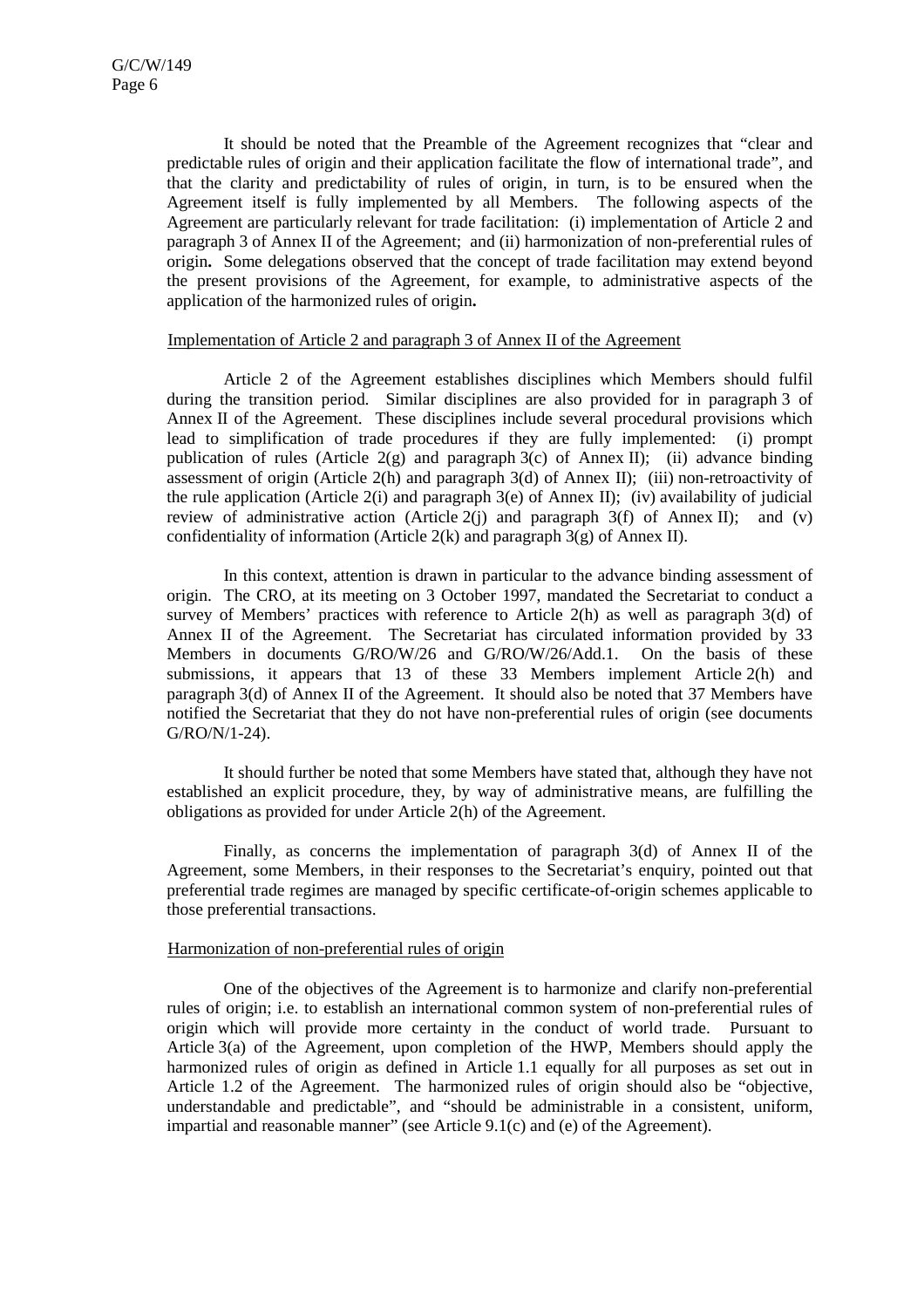It should be noted that the Preamble of the Agreement recognizes that "clear and predictable rules of origin and their application facilitate the flow of international trade", and that the clarity and predictability of rules of origin, in turn, is to be ensured when the Agreement itself is fully implemented by all Members. The following aspects of the Agreement are particularly relevant for trade facilitation: (i) implementation of Article 2 and paragraph 3 of Annex II of the Agreement; and (ii) harmonization of non-preferential rules of origin**.** Some delegations observed that the concept of trade facilitation may extend beyond the present provisions of the Agreement, for example, to administrative aspects of the application of the harmonized rules of origin**.**

Implementation of Article 2 and paragraph 3 of Annex II of the Agreement

Article 2 of the Agreement establishes disciplines which Members should fulfil during the transition period. Similar disciplines are also provided for in paragraph 3 of Annex II of the Agreement. These disciplines include several procedural provisions which lead to simplification of trade procedures if they are fully implemented: (i) prompt publication of rules (Article 2(g) and paragraph 3(c) of Annex II); (ii) advance binding assessment of origin (Article 2(h) and paragraph 3(d) of Annex II); (iii) non-retroactivity of the rule application (Article 2(i) and paragraph 3(e) of Annex II); (iv) availability of judicial review of administrative action (Article 2(j) and paragraph 3(f) of Annex II); and (v) confidentiality of information (Article 2(k) and paragraph 3(g) of Annex II).

In this context, attention is drawn in particular to the advance binding assessment of origin. The CRO, at its meeting on 3 October 1997, mandated the Secretariat to conduct a survey of Members' practices with reference to Article 2(h) as well as paragraph 3(d) of Annex II of the Agreement. The Secretariat has circulated information provided by 33 Members in documents G/RO/W/26 and G/RO/W/26/Add.1. On the basis of these submissions, it appears that 13 of these 33 Members implement Article 2(h) and paragraph 3(d) of Annex II of the Agreement. It should also be noted that 37 Members have notified the Secretariat that they do not have non-preferential rules of origin (see documents G/RO/N/1-24).

It should further be noted that some Members have stated that, although they have not established an explicit procedure, they, by way of administrative means, are fulfilling the obligations as provided for under Article 2(h) of the Agreement.

Finally, as concerns the implementation of paragraph 3(d) of Annex II of the Agreement, some Members, in their responses to the Secretariat's enquiry, pointed out that preferential trade regimes are managed by specific certificate-of-origin schemes applicable to those preferential transactions.

Harmonization of non-preferential rules of origin

One of the objectives of the Agreement is to harmonize and clarify non-preferential rules of origin; i.e. to establish an international common system of non-preferential rules of origin which will provide more certainty in the conduct of world trade. Pursuant to Article 3(a) of the Agreement, upon completion of the HWP, Members should apply the harmonized rules of origin as defined in Article 1.1 equally for all purposes as set out in Article 1.2 of the Agreement. The harmonized rules of origin should also be "objective, understandable and predictable", and "should be administrable in a consistent, uniform, impartial and reasonable manner" (see Article 9.1(c) and (e) of the Agreement).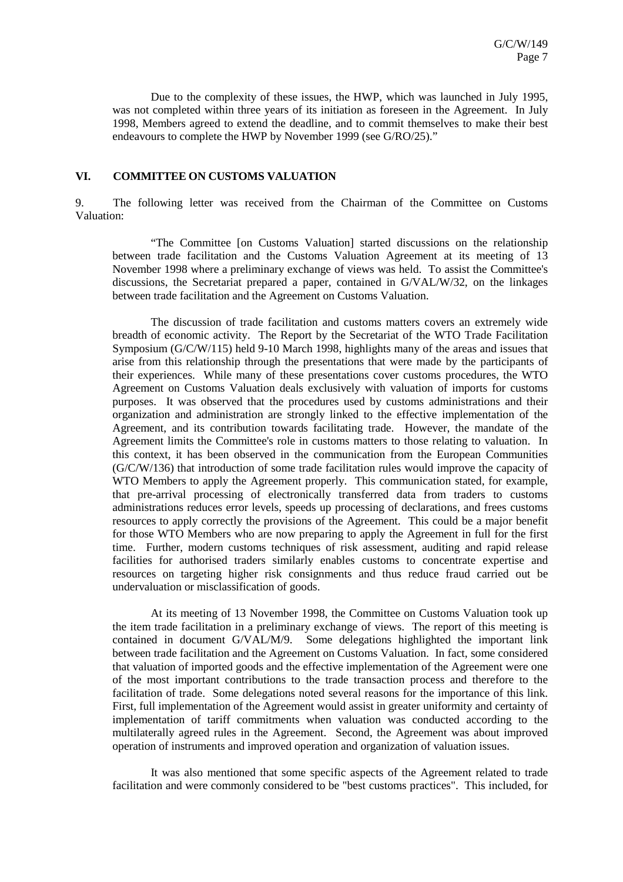Due to the complexity of these issues, the HWP, which was launched in July 1995, was not completed within three years of its initiation as foreseen in the Agreement. In July 1998, Members agreed to extend the deadline, and to commit themselves to make their best endeavours to complete the HWP by November 1999 (see G/RO/25)."

## VI. COMMITTEE ON CUSTOMS VALUATION

9. The following letter was received from the Chairman of the Committee on Customs Valuation:

> "The Committee [on Customs Valuation] started discussions on the relationship between trade facilitation and the Customs Valuation Agreement at its meeting of 13 November 1998 where a preliminary exchange of views was held. To assist the Committee's discussions, the Secretariat prepared a paper, contained in G/VAL/W/32, on the linkages between trade facilitation and the Agreement on Customs Valuation.
>
> The discussion of trade facilitation and customs matters covers an extremely wide breadth of economic activity. The Report by the Secretariat of the WTO Trade Facilitation Symposium (G/C/W/115) held 9-10 March 1998, highlights many of the areas and issues that arise from this relationship through the presentations that were made by the participants of their experiences. While many of these presentations cover customs procedures, the WTO Agreement on Customs Valuation deals exclusively with valuation of imports for customs purposes. It was observed that the procedures used by customs administrations and their organization and administration are strongly linked to the effective implementation of the Agreement, and its contribution towards facilitating trade. However, the mandate of the Agreement limits the Committee's role in customs matters to those relating to valuation. In this context, it has been observed in the communication from the European Communities (G/C/W/136) that introduction of some trade facilitation rules would improve the capacity of WTO Members to apply the Agreement properly. This communication stated, for example, that pre-arrival processing of electronically transferred data from traders to customs administrations reduces error levels, speeds up processing of declarations, and frees customs resources to apply correctly the provisions of the Agreement. This could be a major benefit for those WTO Members who are now preparing to apply the Agreement in full for the first time. Further, modern customs techniques of risk assessment, auditing and rapid release facilities for authorised traders similarly enables customs to concentrate expertise and resources on targeting higher risk consignments and thus reduce fraud carried out be undervaluation or misclassification of goods.
>
> At its meeting of 13 November 1998, the Committee on Customs Valuation took up the item trade facilitation in a preliminary exchange of views. The report of this meeting is contained in document G/VAL/M/9. Some delegations highlighted the important link between trade facilitation and the Agreement on Customs Valuation. In fact, some considered that valuation of imported goods and the effective implementation of the Agreement were one of the most important contributions to the trade transaction process and therefore to the facilitation of trade. Some delegations noted several reasons for the importance of this link. First, full implementation of the Agreement would assist in greater uniformity and certainty of implementation of tariff commitments when valuation was conducted according to the multilaterally agreed rules in the Agreement. Second, the Agreement was about improved operation of instruments and improved operation and organization of valuation issues.
>
> It was also mentioned that some specific aspects of the Agreement related to trade facilitation and were commonly considered to be "best customs practices". This included, for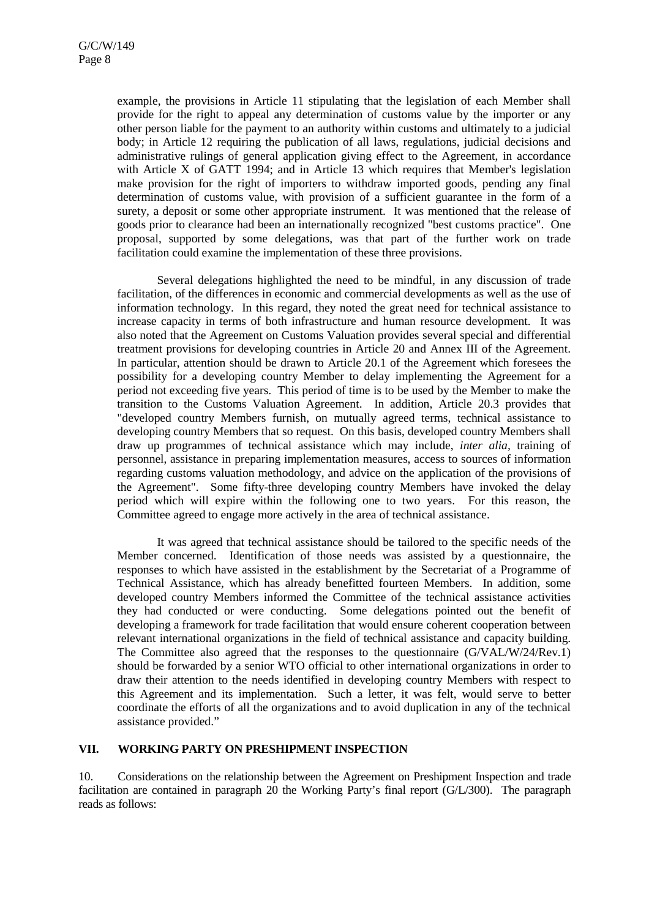example, the provisions in Article 11 stipulating that the legislation of each Member shall provide for the right to appeal any determination of customs value by the importer or any other person liable for the payment to an authority within customs and ultimately to a judicial body; in Article 12 requiring the publication of all laws, regulations, judicial decisions and administrative rulings of general application giving effect to the Agreement, in accordance with Article X of GATT 1994; and in Article 13 which requires that Member's legislation make provision for the right of importers to withdraw imported goods, pending any final determination of customs value, with provision of a sufficient guarantee in the form of a surety, a deposit or some other appropriate instrument. It was mentioned that the release of goods prior to clearance had been an internationally recognized "best customs practice". One proposal, supported by some delegations, was that part of the further work on trade facilitation could examine the implementation of these three provisions.

Several delegations highlighted the need to be mindful, in any discussion of trade facilitation, of the differences in economic and commercial developments as well as the use of information technology. In this regard, they noted the great need for technical assistance to increase capacity in terms of both infrastructure and human resource development. It was also noted that the Agreement on Customs Valuation provides several special and differential treatment provisions for developing countries in Article 20 and Annex III of the Agreement. In particular, attention should be drawn to Article 20.1 of the Agreement which foresees the possibility for a developing country Member to delay implementing the Agreement for a period not exceeding five years. This period of time is to be used by the Member to make the transition to the Customs Valuation Agreement. In addition, Article 20.3 provides that "developed country Members furnish, on mutually agreed terms, technical assistance to developing country Members that so request. On this basis, developed country Members shall draw up programmes of technical assistance which may include, *inter alia,* training of personnel, assistance in preparing implementation measures, access to sources of information regarding customs valuation methodology, and advice on the application of the provisions of the Agreement". Some fifty-three developing country Members have invoked the delay period which will expire within the following one to two years. For this reason, the Committee agreed to engage more actively in the area of technical assistance.

It was agreed that technical assistance should be tailored to the specific needs of the Member concerned. Identification of those needs was assisted by a questionnaire, the responses to which have assisted in the establishment by the Secretariat of a Programme of Technical Assistance, which has already benefitted fourteen Members. In addition, some developed country Members informed the Committee of the technical assistance activities they had conducted or were conducting. Some delegations pointed out the benefit of developing a framework for trade facilitation that would ensure coherent cooperation between relevant international organizations in the field of technical assistance and capacity building. The Committee also agreed that the responses to the questionnaire (G/VAL/W/24/Rev.1) should be forwarded by a senior WTO official to other international organizations in order to draw their attention to the needs identified in developing country Members with respect to this Agreement and its implementation. Such a letter, it was felt, would serve to better coordinate the efforts of all the organizations and to avoid duplication in any of the technical assistance provided."

## VII. WORKING PARTY ON PRESHIPMENT INSPECTION

10. Considerations on the relationship between the Agreement on Preshipment Inspection and trade facilitation are contained in paragraph 20 the Working Party's final report (G/L/300). The paragraph reads as follows: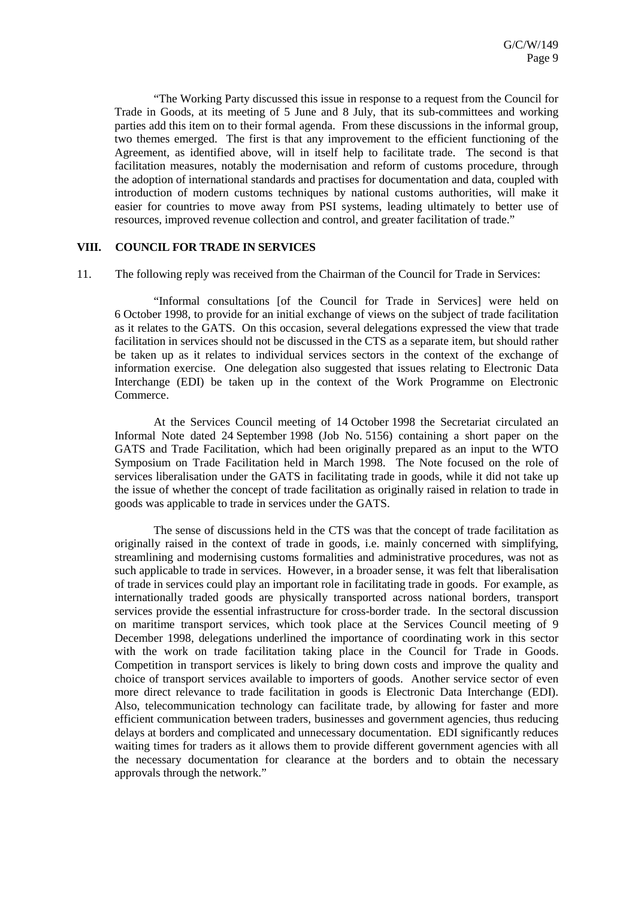"The Working Party discussed this issue in response to a request from the Council for Trade in Goods, at its meeting of 5 June and 8 July, that its sub-committees and working parties add this item on to their formal agenda. From these discussions in the informal group, two themes emerged. The first is that any improvement to the efficient functioning of the Agreement, as identified above, will in itself help to facilitate trade. The second is that facilitation measures, notably the modernisation and reform of customs procedure, through the adoption of international standards and practises for documentation and data, coupled with introduction of modern customs techniques by national customs authorities, will make it easier for countries to move away from PSI systems, leading ultimately to better use of resources, improved revenue collection and control, and greater facilitation of trade."

## VIII. COUNCIL FOR TRADE IN SERVICES

11. The following reply was received from the Chairman of the Council for Trade in Services:

"Informal consultations [of the Council for Trade in Services] were held on 6 October 1998, to provide for an initial exchange of views on the subject of trade facilitation as it relates to the GATS. On this occasion, several delegations expressed the view that trade facilitation in services should not be discussed in the CTS as a separate item, but should rather be taken up as it relates to individual services sectors in the context of the exchange of information exercise. One delegation also suggested that issues relating to Electronic Data Interchange (EDI) be taken up in the context of the Work Programme on Electronic Commerce.

At the Services Council meeting of 14 October 1998 the Secretariat circulated an Informal Note dated 24 September 1998 (Job No. 5156) containing a short paper on the GATS and Trade Facilitation, which had been originally prepared as an input to the WTO Symposium on Trade Facilitation held in March 1998. The Note focused on the role of services liberalisation under the GATS in facilitating trade in goods, while it did not take up the issue of whether the concept of trade facilitation as originally raised in relation to trade in goods was applicable to trade in services under the GATS.

The sense of discussions held in the CTS was that the concept of trade facilitation as originally raised in the context of trade in goods, i.e. mainly concerned with simplifying, streamlining and modernising customs formalities and administrative procedures, was not as such applicable to trade in services. However, in a broader sense, it was felt that liberalisation of trade in services could play an important role in facilitating trade in goods. For example, as internationally traded goods are physically transported across national borders, transport services provide the essential infrastructure for cross-border trade. In the sectoral discussion on maritime transport services, which took place at the Services Council meeting of 9 December 1998, delegations underlined the importance of coordinating work in this sector with the work on trade facilitation taking place in the Council for Trade in Goods. Competition in transport services is likely to bring down costs and improve the quality and choice of transport services available to importers of goods. Another service sector of even more direct relevance to trade facilitation in goods is Electronic Data Interchange (EDI). Also, telecommunication technology can facilitate trade, by allowing for faster and more efficient communication between traders, businesses and government agencies, thus reducing delays at borders and complicated and unnecessary documentation. EDI significantly reduces waiting times for traders as it allows them to provide different government agencies with all the necessary documentation for clearance at the borders and to obtain the necessary approvals through the network."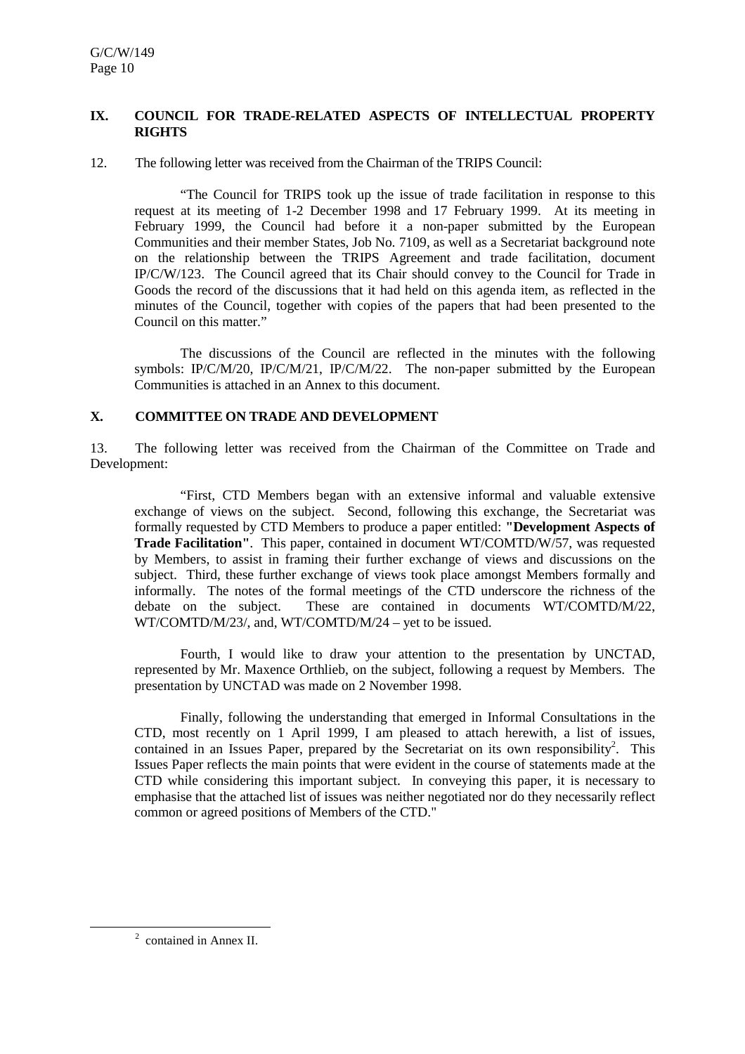## IX. COUNCIL FOR TRADE-RELATED ASPECTS OF INTELLECTUAL PROPERTY RIGHTS

12. The following letter was received from the Chairman of the TRIPS Council:

> "The Council for TRIPS took up the issue of trade facilitation in response to this request at its meeting of 1-2 December 1998 and 17 February 1999. At its meeting in February 1999, the Council had before it a non-paper submitted by the European Communities and their member States, Job No. 7109, as well as a Secretariat background note on the relationship between the TRIPS Agreement and trade facilitation, document IP/C/W/123. The Council agreed that its Chair should convey to the Council for Trade in Goods the record of the discussions that it had held on this agenda item, as reflected in the minutes of the Council, together with copies of the papers that had been presented to the Council on this matter."
>
> The discussions of the Council are reflected in the minutes with the following symbols: IP/C/M/20, IP/C/M/21, IP/C/M/22. The non-paper submitted by the European Communities is attached in an Annex to this document.

## X. COMMITTEE ON TRADE AND DEVELOPMENT

13. The following letter was received from the Chairman of the Committee on Trade and Development:

> "First, CTD Members began with an extensive informal and valuable extensive exchange of views on the subject. Second, following this exchange, the Secretariat was formally requested by CTD Members to produce a paper entitled: **"Development Aspects of Trade Facilitation"**. This paper, contained in document WT/COMTD/W/57, was requested by Members, to assist in framing their further exchange of views and discussions on the subject. Third, these further exchange of views took place amongst Members formally and informally. The notes of the formal meetings of the CTD underscore the richness of the debate on the subject. These are contained in documents WT/COMTD/M/22, WT/COMTD/M/23/, and, WT/COMTD/M/24 – yet to be issued.
>
> Fourth, I would like to draw your attention to the presentation by UNCTAD, represented by Mr. Maxence Orthlieb, on the subject, following a request by Members. The presentation by UNCTAD was made on 2 November 1998.
>
> Finally, following the understanding that emerged in Informal Consultations in the CTD, most recently on 1 April 1999, I am pleased to attach herewith, a list of issues, contained in an Issues Paper, prepared by the Secretariat on its own responsibility[2]. This Issues Paper reflects the main points that were evident in the course of statements made at the CTD while considering this important subject. In conveying this paper, it is necessary to emphasise that the attached list of issues was neither negotiated nor do they necessarily reflect common or agreed positions of Members of the CTD."

---

[2] contained in Annex II.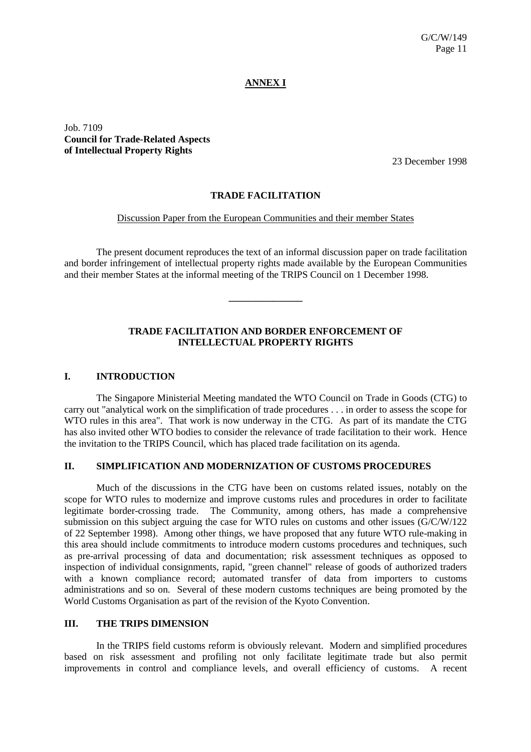**ANNEX I**

Job. 7109
**Council for Trade-Related Aspects of Intellectual Property Rights**

23 December 1998

**TRADE FACILITATION**

Discussion Paper from the European Communities and their member States

The present document reproduces the text of an informal discussion paper on trade facilitation and border infringement of intellectual property rights made available by the European Communities and their member States at the informal meeting of the TRIPS Council on 1 December 1998.

---

## TRADE FACILITATION AND BORDER ENFORCEMENT OF INTELLECTUAL PROPERTY RIGHTS

### I. INTRODUCTION

The Singapore Ministerial Meeting mandated the WTO Council on Trade in Goods (CTG) to carry out "analytical work on the simplification of trade procedures . . . in order to assess the scope for WTO rules in this area". That work is now underway in the CTG. As part of its mandate the CTG has also invited other WTO bodies to consider the relevance of trade facilitation to their work. Hence the invitation to the TRIPS Council, which has placed trade facilitation on its agenda.

### II. SIMPLIFICATION AND MODERNIZATION OF CUSTOMS PROCEDURES

Much of the discussions in the CTG have been on customs related issues, notably on the scope for WTO rules to modernize and improve customs rules and procedures in order to facilitate legitimate border-crossing trade. The Community, among others, has made a comprehensive submission on this subject arguing the case for WTO rules on customs and other issues (G/C/W/122 of 22 September 1998). Among other things, we have proposed that any future WTO rule-making in this area should include commitments to introduce modern customs procedures and techniques, such as pre-arrival processing of data and documentation; risk assessment techniques as opposed to inspection of individual consignments, rapid, "green channel" release of goods of authorized traders with a known compliance record; automated transfer of data from importers to customs administrations and so on. Several of these modern customs techniques are being promoted by the World Customs Organisation as part of the revision of the Kyoto Convention.

### III. THE TRIPS DIMENSION

In the TRIPS field customs reform is obviously relevant. Modern and simplified procedures based on risk assessment and profiling not only facilitate legitimate trade but also permit improvements in control and compliance levels, and overall efficiency of customs. A recent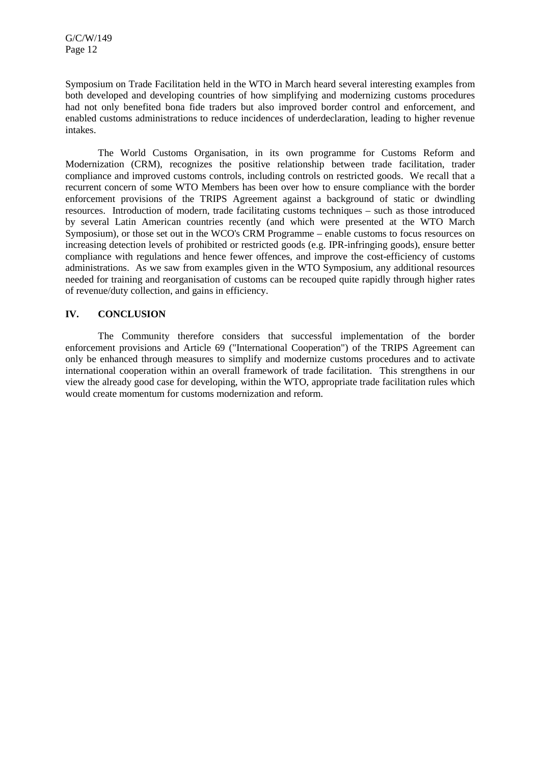Symposium on Trade Facilitation held in the WTO in March heard several interesting examples from both developed and developing countries of how simplifying and modernizing customs procedures had not only benefited bona fide traders but also improved border control and enforcement, and enabled customs administrations to reduce incidences of underdeclaration, leading to higher revenue intakes.

The World Customs Organisation, in its own programme for Customs Reform and Modernization (CRM), recognizes the positive relationship between trade facilitation, trader compliance and improved customs controls, including controls on restricted goods. We recall that a recurrent concern of some WTO Members has been over how to ensure compliance with the border enforcement provisions of the TRIPS Agreement against a background of static or dwindling resources. Introduction of modern, trade facilitating customs techniques – such as those introduced by several Latin American countries recently (and which were presented at the WTO March Symposium), or those set out in the WCO's CRM Programme – enable customs to focus resources on increasing detection levels of prohibited or restricted goods (e.g. IPR-infringing goods), ensure better compliance with regulations and hence fewer offences, and improve the cost-efficiency of customs administrations. As we saw from examples given in the WTO Symposium, any additional resources needed for training and reorganisation of customs can be recouped quite rapidly through higher rates of revenue/duty collection, and gains in efficiency.

## IV. CONCLUSION

The Community therefore considers that successful implementation of the border enforcement provisions and Article 69 ("International Cooperation") of the TRIPS Agreement can only be enhanced through measures to simplify and modernize customs procedures and to activate international cooperation within an overall framework of trade facilitation. This strengthens in our view the already good case for developing, within the WTO, appropriate trade facilitation rules which would create momentum for customs modernization and reform.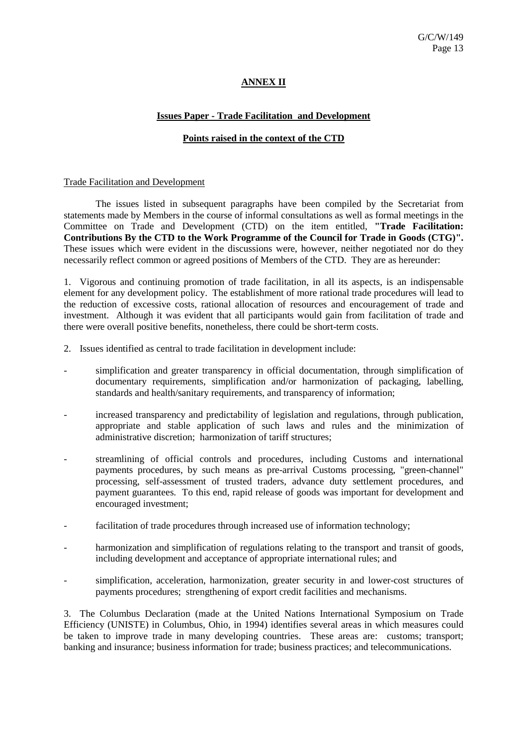## ANNEX II

### Issues Paper - Trade Facilitation and Development

### Points raised in the context of the CTD

Trade Facilitation and Development

The issues listed in subsequent paragraphs have been compiled by the Secretariat from statements made by Members in the course of informal consultations as well as formal meetings in the Committee on Trade and Development (CTD) on the item entitled, **"Trade Facilitation: Contributions By the CTD to the Work Programme of the Council for Trade in Goods (CTG)".** These issues which were evident in the discussions were, however, neither negotiated nor do they necessarily reflect common or agreed positions of Members of the CTD. They are as hereunder:

1. Vigorous and continuing promotion of trade facilitation, in all its aspects, is an indispensable element for any development policy. The establishment of more rational trade procedures will lead to the reduction of excessive costs, rational allocation of resources and encouragement of trade and investment. Although it was evident that all participants would gain from facilitation of trade and there were overall positive benefits, nonetheless, there could be short-term costs.

2. Issues identified as central to trade facilitation in development include:

- simplification and greater transparency in official documentation, through simplification of documentary requirements, simplification and/or harmonization of packaging, labelling, standards and health/sanitary requirements, and transparency of information;

- increased transparency and predictability of legislation and regulations, through publication, appropriate and stable application of such laws and rules and the minimization of administrative discretion; harmonization of tariff structures;

- streamlining of official controls and procedures, including Customs and international payments procedures, by such means as pre-arrival Customs processing, "green-channel" processing, self-assessment of trusted traders, advance duty settlement procedures, and payment guarantees. To this end, rapid release of goods was important for development and encouraged investment;

- facilitation of trade procedures through increased use of information technology;

- harmonization and simplification of regulations relating to the transport and transit of goods, including development and acceptance of appropriate international rules; and

- simplification, acceleration, harmonization, greater security in and lower-cost structures of payments procedures; strengthening of export credit facilities and mechanisms.

3. The Columbus Declaration (made at the United Nations International Symposium on Trade Efficiency (UNISTE) in Columbus, Ohio, in 1994) identifies several areas in which measures could be taken to improve trade in many developing countries. These areas are: customs; transport; banking and insurance; business information for trade; business practices; and telecommunications.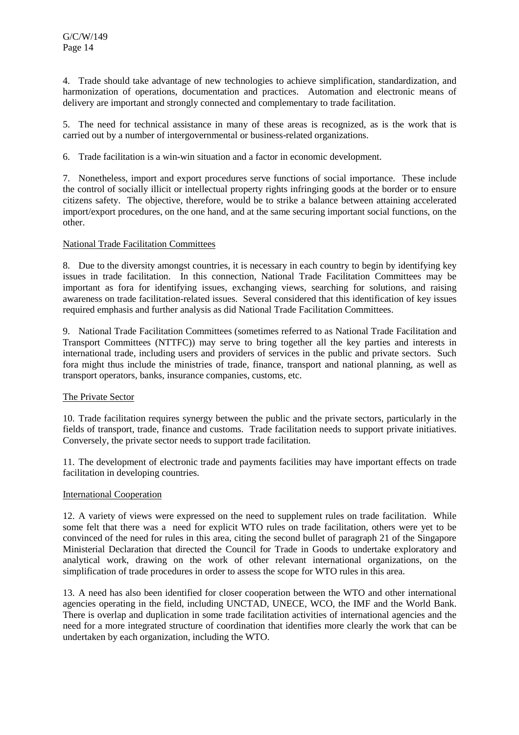4. Trade should take advantage of new technologies to achieve simplification, standardization, and harmonization of operations, documentation and practices. Automation and electronic means of delivery are important and strongly connected and complementary to trade facilitation.

5. The need for technical assistance in many of these areas is recognized, as is the work that is carried out by a number of intergovernmental or business-related organizations.

6. Trade facilitation is a win-win situation and a factor in economic development.

7. Nonetheless, import and export procedures serve functions of social importance. These include the control of socially illicit or intellectual property rights infringing goods at the border or to ensure citizens safety. The objective, therefore, would be to strike a balance between attaining accelerated import/export procedures, on the one hand, and at the same securing important social functions, on the other.

<u>National Trade Facilitation Committees</u>

8. Due to the diversity amongst countries, it is necessary in each country to begin by identifying key issues in trade facilitation. In this connection, National Trade Facilitation Committees may be important as fora for identifying issues, exchanging views, searching for solutions, and raising awareness on trade facilitation-related issues. Several considered that this identification of key issues required emphasis and further analysis as did National Trade Facilitation Committees.

9. National Trade Facilitation Committees (sometimes referred to as National Trade Facilitation and Transport Committees (NTTFC)) may serve to bring together all the key parties and interests in international trade, including users and providers of services in the public and private sectors. Such fora might thus include the ministries of trade, finance, transport and national planning, as well as transport operators, banks, insurance companies, customs, etc.

<u>The Private Sector</u>

10. Trade facilitation requires synergy between the public and the private sectors, particularly in the fields of transport, trade, finance and customs. Trade facilitation needs to support private initiatives. Conversely, the private sector needs to support trade facilitation.

11. The development of electronic trade and payments facilities may have important effects on trade facilitation in developing countries.

<u>International Cooperation</u>

12. A variety of views were expressed on the need to supplement rules on trade facilitation. While some felt that there was a need for explicit WTO rules on trade facilitation, others were yet to be convinced of the need for rules in this area, citing the second bullet of paragraph 21 of the Singapore Ministerial Declaration that directed the Council for Trade in Goods to undertake exploratory and analytical work, drawing on the work of other relevant international organizations, on the simplification of trade procedures in order to assess the scope for WTO rules in this area.

13. A need has also been identified for closer cooperation between the WTO and other international agencies operating in the field, including UNCTAD, UNECE, WCO, the IMF and the World Bank. There is overlap and duplication in some trade facilitation activities of international agencies and the need for a more integrated structure of coordination that identifies more clearly the work that can be undertaken by each organization, including the WTO.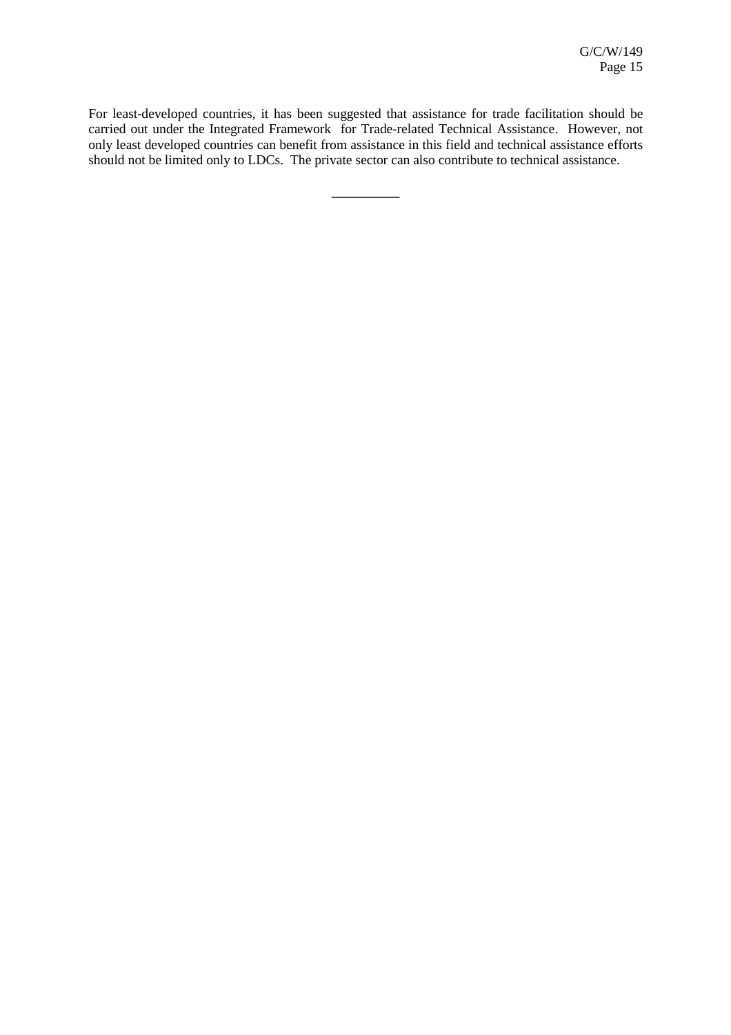For least-developed countries, it has been suggested that assistance for trade facilitation should be carried out under the Integrated Framework for Trade-related Technical Assistance. However, not only least developed countries can benefit from assistance in this field and technical assistance efforts should not be limited only to LDCs. The private sector can also contribute to technical assistance.

__________